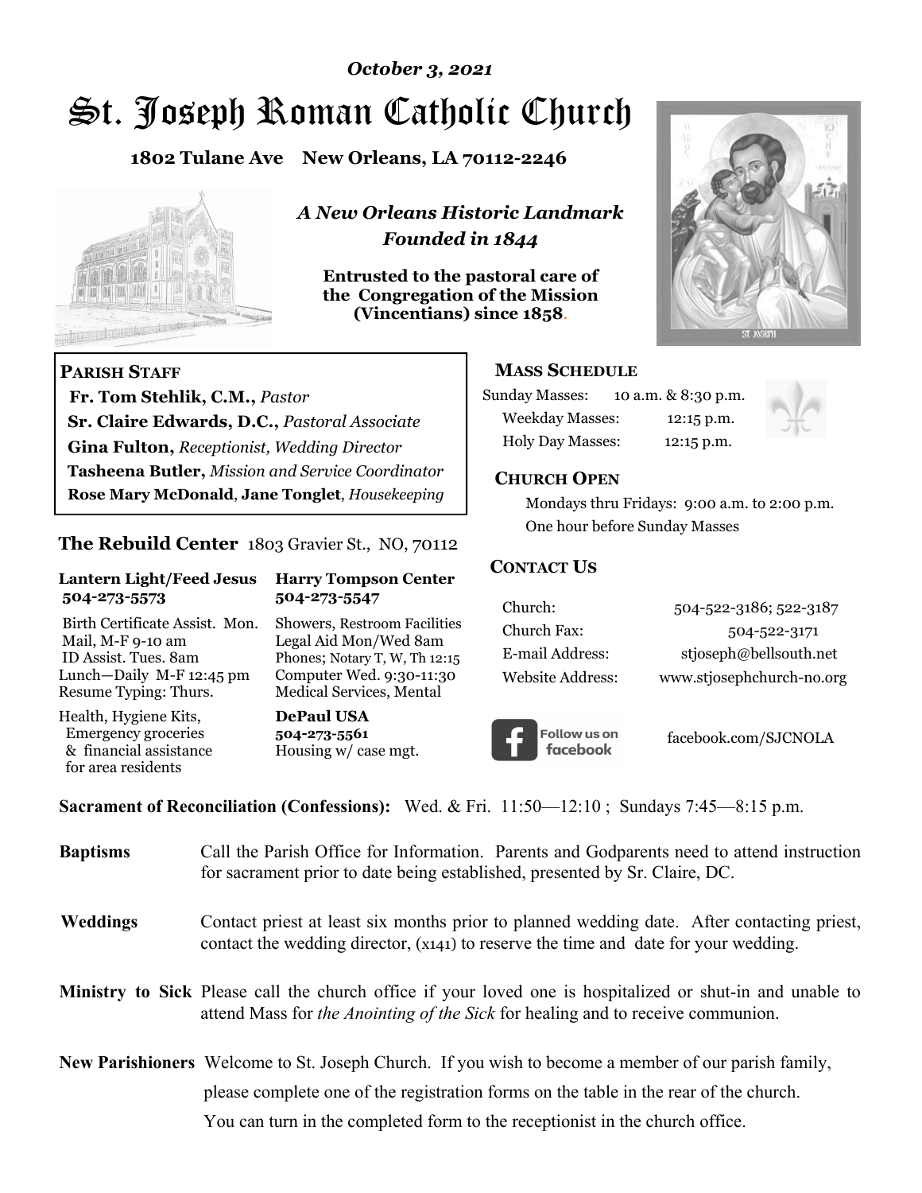*October 3, 2021*

# St. Joseph Roman Catholic Church

**1802 Tulane Ave New Orleans, LA 70112-2246**

*A New Orleans Historic Landmark*
*Founded in 1844*

**Entrusted to the pastoral care of the Congregation of the Mission (Vincentians) since 1858.**

## PARISH STAFF

**Fr. Tom Stehlik, C.M.,** *Pastor*
**Sr. Claire Edwards, D.C.,** *Pastoral Associate*
**Gina Fulton,** *Receptionist, Wedding Director*
**Tasheena Butler,** *Mission and Service Coordinator*
**Rose Mary McDonald**, **Jane Tonglet**, *Housekeeping*

## The Rebuild Center 1803 Gravier St., NO, 70112

**Lantern Light/Feed Jesus 504-273-5573**

Birth Certificate Assist. Mon.
Mail, M-F 9-10 am
ID Assist. Tues. 8am
Lunch—Daily M-F 12:45 pm
Resume Typing: Thurs.

Health, Hygiene Kits, Emergency groceries & financial assistance for area residents

**Harry Tompson Center 504-273-5547**

Showers, Restroom Facilities
Legal Aid Mon/Wed 8am
Phones; Notary T, W, Th 12:15
Computer Wed. 9:30-11:30
Medical Services, Mental

**DePaul USA 504-273-5561**
Housing w/ case mgt.

## MASS SCHEDULE

| | |
|---|---|
| Sunday Masses: | 10 a.m. & 8:30 p.m. |
| Weekday Masses: | 12:15 p.m. |
| Holy Day Masses: | 12:15 p.m. |

## CHURCH OPEN

Mondays thru Fridays: 9:00 a.m. to 2:00 p.m.
One hour before Sunday Masses

## CONTACT US

| | |
|---|---|
| Church: | 504-522-3186; 522-3187 |
| Church Fax: | 504-522-3171 |
| E-mail Address: | stjoseph@bellsouth.net |
| Website Address: | www.stjosephchurch-no.org |

Follow us on facebook — facebook.com/SJCNOLA

**Sacrament of Reconciliation (Confessions):** Wed. & Fri. 11:50—12:10 ; Sundays 7:45—8:15 p.m.

**Baptisms** Call the Parish Office for Information. Parents and Godparents need to attend instruction for sacrament prior to date being established, presented by Sr. Claire, DC.

**Weddings** Contact priest at least six months prior to planned wedding date. After contacting priest, contact the wedding director, (x141) to reserve the time and date for your wedding.

**Ministry to Sick** Please call the church office if your loved one is hospitalized or shut-in and unable to attend Mass for *the Anointing of the Sick* for healing and to receive communion.

**New Parishioners** Welcome to St. Joseph Church. If you wish to become a member of our parish family, please complete one of the registration forms on the table in the rear of the church. You can turn in the completed form to the receptionist in the church office.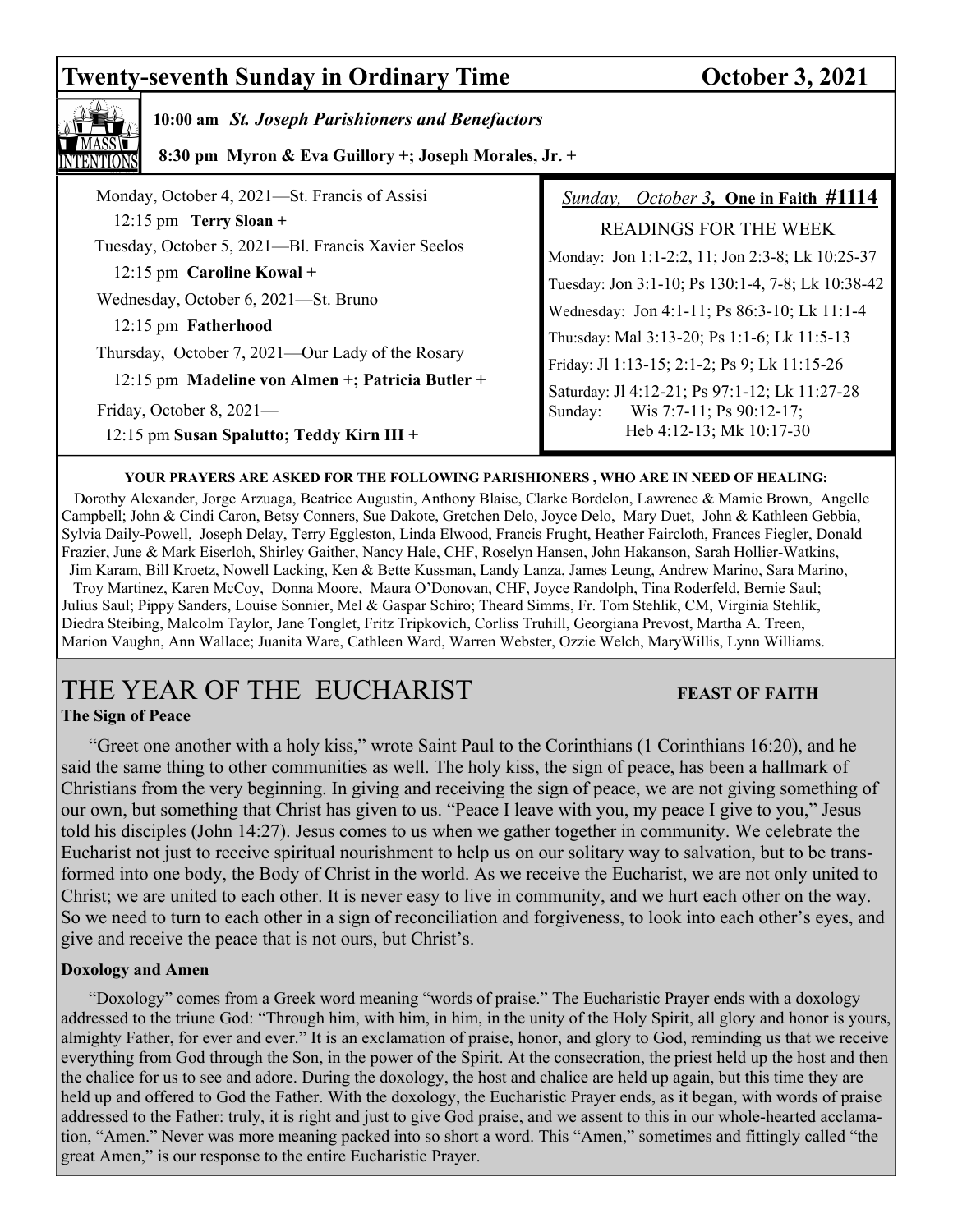## Twenty-seventh Sunday in Ordinary Time — October 3, 2021

**MASS INTENTIONS**

**10:00 am** ***St. Joseph Parishioners and Benefactors***

**8:30 pm Myron & Eva Guillory +; Joseph Morales, Jr. +**

Monday, October 4, 2021—St. Francis of Assisi
12:15 pm **Terry Sloan +**

Tuesday, October 5, 2021—Bl. Francis Xavier Seelos
12:15 pm **Caroline Kowal +**

Wednesday, October 6, 2021—St. Bruno
12:15 pm **Fatherhood**

Thursday, October 7, 2021—Our Lady of the Rosary
12:15 pm **Madeline von Almen +; Patricia Butler +**

Friday, October 8, 2021—
12:15 pm **Susan Spalutto; Teddy Kirn III +**

*Sunday, October 3*, **One in Faith #1114**

READINGS FOR THE WEEK

Monday: Jon 1:1-2:2, 11; Jon 2:3-8; Lk 10:25-37
Tuesday: Jon 3:1-10; Ps 130:1-4, 7-8; Lk 10:38-42
Wednesday: Jon 4:1-11; Ps 86:3-10; Lk 11:1-4
Thu:sday: Mal 3:13-20; Ps 1:1-6; Lk 11:5-13
Friday: Jl 1:13-15; 2:1-2; Ps 9; Lk 11:15-26
Saturday: Jl 4:12-21; Ps 97:1-12; Lk 11:27-28
Sunday: Wis 7:7-11; Ps 90:12-17; Heb 4:12-13; Mk 10:17-30

**YOUR PRAYERS ARE ASKED FOR THE FOLLOWING PARISHIONERS , WHO ARE IN NEED OF HEALING:**

Dorothy Alexander, Jorge Arzuaga, Beatrice Augustin, Anthony Blaise, Clarke Bordelon, Lawrence & Mamie Brown, Angelle Campbell; John & Cindi Caron, Betsy Conners, Sue Dakote, Gretchen Delo, Joyce Delo, Mary Duet, John & Kathleen Gebbia, Sylvia Daily-Powell, Joseph Delay, Terry Eggleston, Linda Elwood, Francis Frught, Heather Faircloth, Frances Fiegler, Donald Frazier, June & Mark Eiserloh, Shirley Gaither, Nancy Hale, CHF, Roselyn Hansen, John Hakanson, Sarah Hollier-Watkins, Jim Karam, Bill Kroetz, Nowell Lacking, Ken & Bette Kussman, Landy Lanza, James Leung, Andrew Marino, Sara Marino, Troy Martinez, Karen McCoy, Donna Moore, Maura O'Donovan, CHF, Joyce Randolph, Tina Roderfeld, Bernie Saul; Julius Saul; Pippy Sanders, Louise Sonnier, Mel & Gaspar Schiro; Theard Simms, Fr. Tom Stehlik, CM, Virginia Stehlik, Diedra Steibing, Malcolm Taylor, Jane Tonglet, Fritz Tripkovich, Corliss Truhill, Georgiana Prevost, Martha A. Treen, Marion Vaughn, Ann Wallace; Juanita Ware, Cathleen Ward, Warren Webster, Ozzie Welch, MaryWillis, Lynn Williams.

# THE YEAR OF THE EUCHARIST

**FEAST OF FAITH**

**The Sign of Peace**

"Greet one another with a holy kiss," wrote Saint Paul to the Corinthians (1 Corinthians 16:20), and he said the same thing to other communities as well. The holy kiss, the sign of peace, has been a hallmark of Christians from the very beginning. In giving and receiving the sign of peace, we are not giving something of our own, but something that Christ has given to us. "Peace I leave with you, my peace I give to you," Jesus told his disciples (John 14:27). Jesus comes to us when we gather together in community. We celebrate the Eucharist not just to receive spiritual nourishment to help us on our solitary way to salvation, but to be transformed into one body, the Body of Christ in the world. As we receive the Eucharist, we are not only united to Christ; we are united to each other. It is never easy to live in community, and we hurt each other on the way. So we need to turn to each other in a sign of reconciliation and forgiveness, to look into each other's eyes, and give and receive the peace that is not ours, but Christ's.

**Doxology and Amen**

"Doxology" comes from a Greek word meaning "words of praise." The Eucharistic Prayer ends with a doxology addressed to the triune God: "Through him, with him, in him, in the unity of the Holy Spirit, all glory and honor is yours, almighty Father, for ever and ever." It is an exclamation of praise, honor, and glory to God, reminding us that we receive everything from God through the Son, in the power of the Spirit. At the consecration, the priest held up the host and then the chalice for us to see and adore. During the doxology, the host and chalice are held up again, but this time they are held up and offered to God the Father. With the doxology, the Eucharistic Prayer ends, as it began, with words of praise addressed to the Father: truly, it is right and just to give God praise, and we assent to this in our whole-hearted acclamation, "Amen." Never was more meaning packed into so short a word. This "Amen," sometimes and fittingly called "the great Amen," is our response to the entire Eucharistic Prayer.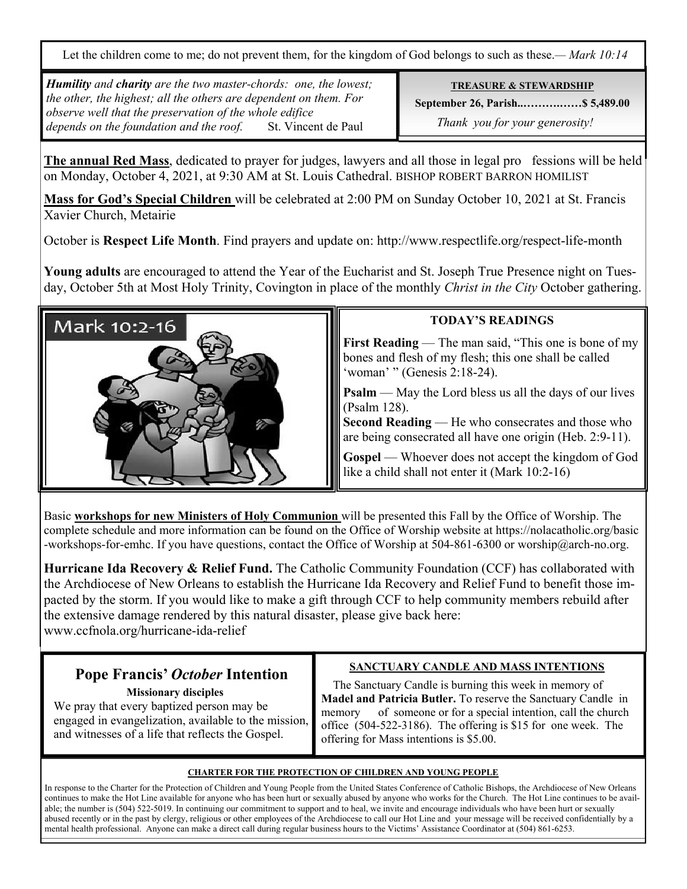Let the children come to me; do not prevent them, for the kingdom of God belongs to such as these.— *Mark 10:14*

***Humility*** *and* ***charity*** *are the two master-chords: one, the lowest; the other, the highest; all the others are dependent on them. For observe well that the preservation of the whole edifice depends on the foundation and the roof.* St. Vincent de Paul

**TREASURE & STEWARDSHIP**

**September 26, Parish..…………..……$ 5,489.00**

*Thank you for your generosity!*

**The annual Red Mass**, dedicated to prayer for judges, lawyers and all those in legal pro fessions will be held on Monday, October 4, 2021, at 9:30 AM at St. Louis Cathedral. BISHOP ROBERT BARRON HOMILIST

**Mass for God's Special Children** will be celebrated at 2:00 PM on Sunday October 10, 2021 at St. Francis Xavier Church, Metairie

October is **Respect Life Month**. Find prayers and update on: http://www.respectlife.org/respect-life-month

**Young adults** are encouraged to attend the Year of the Eucharist and St. Joseph True Presence night on Tuesday, October 5th at Most Holy Trinity, Covington in place of the monthly *Christ in the City* October gathering.

Mark 10:2-16

**TODAY'S READINGS**

**First Reading** — The man said, "This one is bone of my bones and flesh of my flesh; this one shall be called 'woman' " (Genesis 2:18-24).

**Psalm** — May the Lord bless us all the days of our lives (Psalm 128).

**Second Reading** — He who consecrates and those who are being consecrated all have one origin (Heb. 2:9-11).

**Gospel** — Whoever does not accept the kingdom of God like a child shall not enter it (Mark 10:2-16)

Basic **workshops for new Ministers of Holy Communion** will be presented this Fall by the Office of Worship. The complete schedule and more information can be found on the Office of Worship website at https://nolacatholic.org/basic-workshops-for-emhc. If you have questions, contact the Office of Worship at 504-861-6300 or worship@arch-no.org.

**Hurricane Ida Recovery & Relief Fund.** The Catholic Community Foundation (CCF) has collaborated with the Archdiocese of New Orleans to establish the Hurricane Ida Recovery and Relief Fund to benefit those impacted by the storm. If you would like to make a gift through CCF to help community members rebuild after the extensive damage rendered by this natural disaster, please give back here: www.ccfnola.org/hurricane-ida-relief

## Pope Francis' *October* Intention

**Missionary disciples**

We pray that every baptized person may be engaged in evangelization, available to the mission, and witnesses of a life that reflects the Gospel.

**SANCTUARY CANDLE AND MASS INTENTIONS**

The Sanctuary Candle is burning this week in memory of **Madel and Patricia Butler.** To reserve the Sanctuary Candle in memory of someone or for a special intention, call the church office (504-522-3186). The offering is $15 for one week. The offering for Mass intentions is $5.00.

**CHARTER FOR THE PROTECTION OF CHILDREN AND YOUNG PEOPLE**

In response to the Charter for the Protection of Children and Young People from the United States Conference of Catholic Bishops, the Archdiocese of New Orleans continues to make the Hot Line available for anyone who has been hurt or sexually abused by anyone who works for the Church. The Hot Line continues to be available; the number is (504) 522-5019. In continuing our commitment to support and to heal, we invite and encourage individuals who have been hurt or sexually abused recently or in the past by clergy, religious or other employees of the Archdiocese to call our Hot Line and your message will be received confidentially by a mental health professional. Anyone can make a direct call during regular business hours to the Victims' Assistance Coordinator at (504) 861-6253.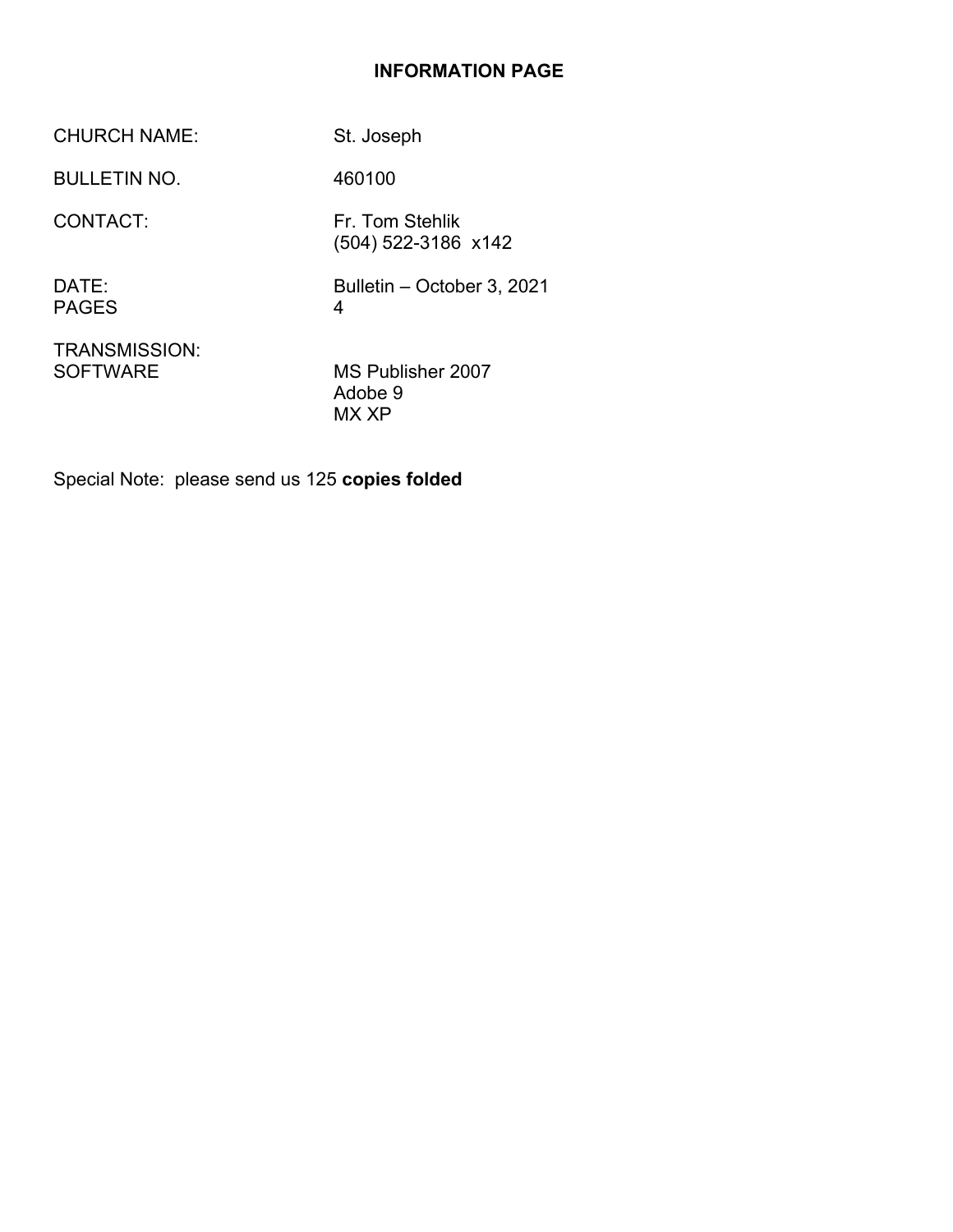# INFORMATION PAGE

| | |
|---|---|
| CHURCH NAME: | St. Joseph |
| BULLETIN NO. | 460100 |
| CONTACT: | Fr. Tom Stehlik<br>(504) 522-3186 x142 |
| DATE:<br>PAGES | Bulletin – October 3, 2021<br>4 |
| TRANSMISSION:<br>SOFTWARE | <br>MS Publisher 2007<br>Adobe 9<br>MX XP |

Special Note: please send us 125 **copies folded**